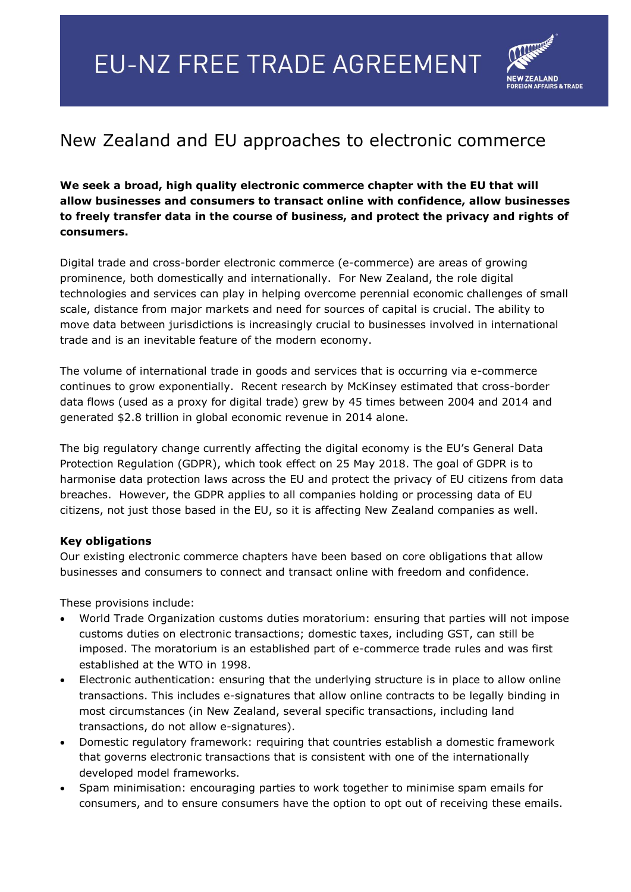# EU-NZ FREE TRADE AGREEMENT

NEW ZEALAND
FOREIGN AFFAIRS & TRADE

## New Zealand and EU approaches to electronic commerce

**We seek a broad, high quality electronic commerce chapter with the EU that will allow businesses and consumers to transact online with confidence, allow businesses to freely transfer data in the course of business, and protect the privacy and rights of consumers.**

Digital trade and cross-border electronic commerce (e-commerce) are areas of growing prominence, both domestically and internationally. For New Zealand, the role digital technologies and services can play in helping overcome perennial economic challenges of small scale, distance from major markets and need for sources of capital is crucial. The ability to move data between jurisdictions is increasingly crucial to businesses involved in international trade and is an inevitable feature of the modern economy.

The volume of international trade in goods and services that is occurring via e-commerce continues to grow exponentially. Recent research by McKinsey estimated that cross-border data flows (used as a proxy for digital trade) grew by 45 times between 2004 and 2014 and generated $2.8 trillion in global economic revenue in 2014 alone.

The big regulatory change currently affecting the digital economy is the EU's General Data Protection Regulation (GDPR), which took effect on 25 May 2018. The goal of GDPR is to harmonise data protection laws across the EU and protect the privacy of EU citizens from data breaches. However, the GDPR applies to all companies holding or processing data of EU citizens, not just those based in the EU, so it is affecting New Zealand companies as well.

**Key obligations**

Our existing electronic commerce chapters have been based on core obligations that allow businesses and consumers to connect and transact online with freedom and confidence.

These provisions include:

- World Trade Organization customs duties moratorium: ensuring that parties will not impose customs duties on electronic transactions; domestic taxes, including GST, can still be imposed. The moratorium is an established part of e-commerce trade rules and was first established at the WTO in 1998.
- Electronic authentication: ensuring that the underlying structure is in place to allow online transactions. This includes e-signatures that allow online contracts to be legally binding in most circumstances (in New Zealand, several specific transactions, including land transactions, do not allow e-signatures).
- Domestic regulatory framework: requiring that countries establish a domestic framework that governs electronic transactions that is consistent with one of the internationally developed model frameworks.
- Spam minimisation: encouraging parties to work together to minimise spam emails for consumers, and to ensure consumers have the option to opt out of receiving these emails.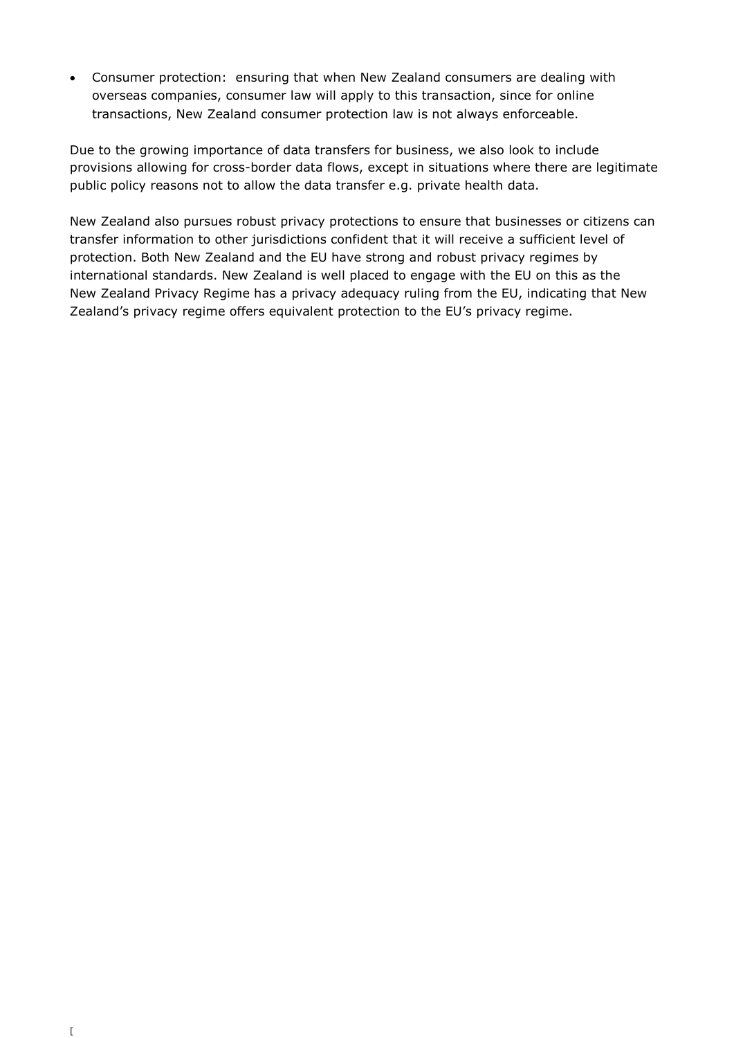- Consumer protection: ensuring that when New Zealand consumers are dealing with overseas companies, consumer law will apply to this transaction, since for online transactions, New Zealand consumer protection law is not always enforceable.

Due to the growing importance of data transfers for business, we also look to include provisions allowing for cross-border data flows, except in situations where there are legitimate public policy reasons not to allow the data transfer e.g. private health data.

New Zealand also pursues robust privacy protections to ensure that businesses or citizens can transfer information to other jurisdictions confident that it will receive a sufficient level of protection. Both New Zealand and the EU have strong and robust privacy regimes by international standards. New Zealand is well placed to engage with the EU on this as the New Zealand Privacy Regime has a privacy adequacy ruling from the EU, indicating that New Zealand's privacy regime offers equivalent protection to the EU's privacy regime.